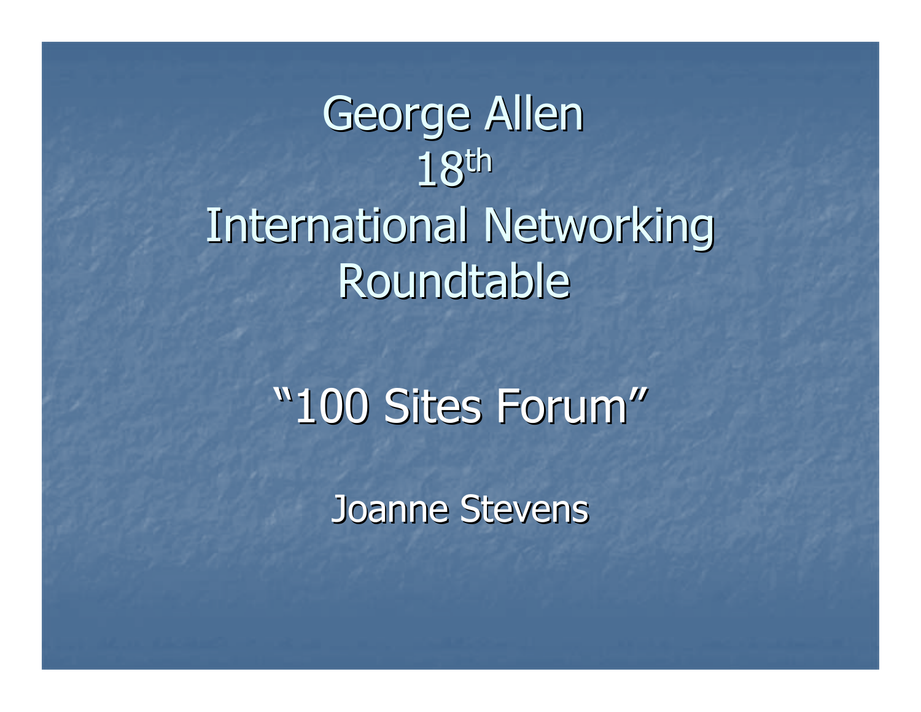# George Allen 18th International Networking Roundtable

## "100 Sites Forum"

Joanne Stevens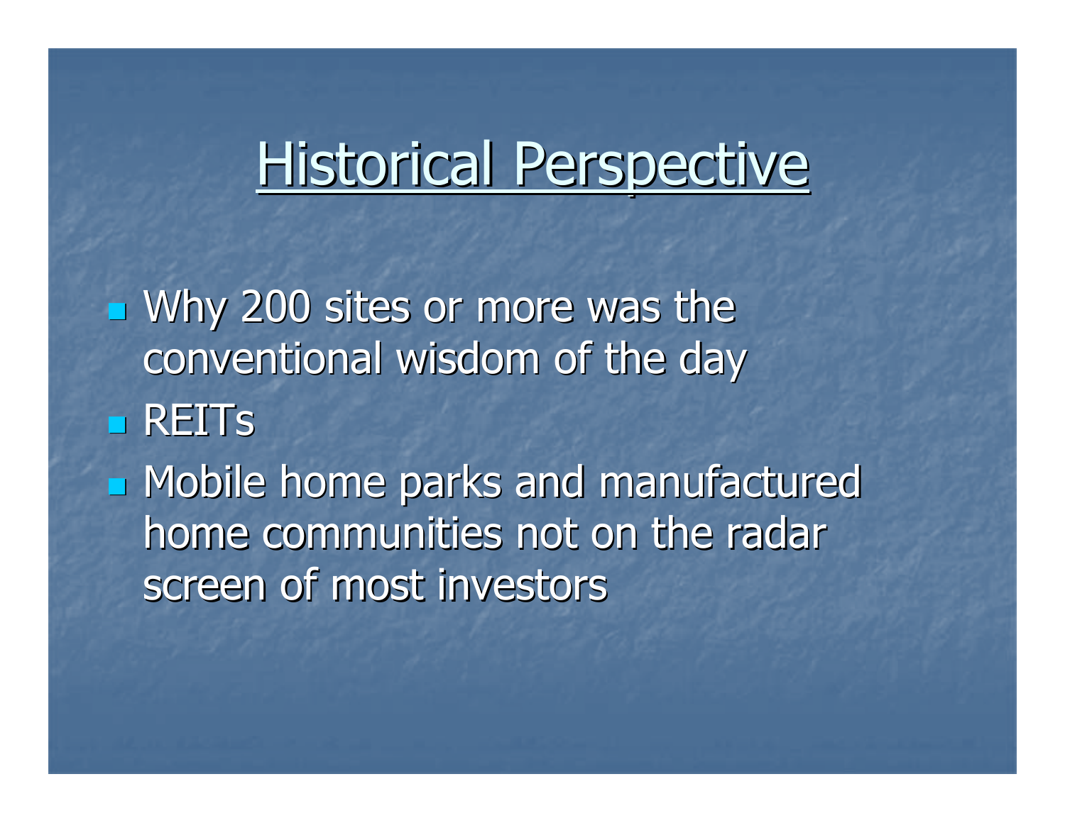# Historical Perspective

- Why 200 sites or more was the conventional wisdom of the day
- REITs
- Mobile home parks and manufactured home communities not on the radar screen of most investors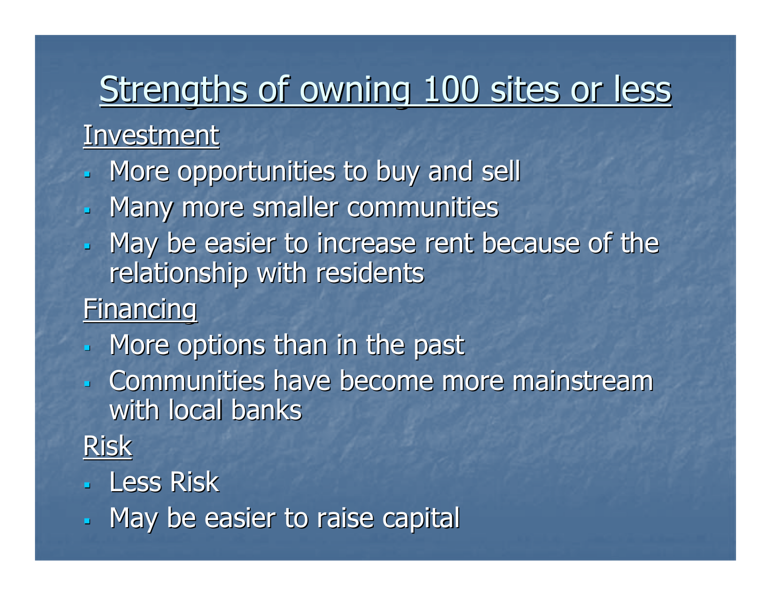# Strengths of owning 100 sites or less

## Investment

- More opportunities to buy and sell
- Many more smaller communities
- May be easier to increase rent because of the relationship with residents

## Financing

- More options than in the past
- Communities have become more mainstream with local banks

## Risk

- Less Risk
- May be easier to raise capital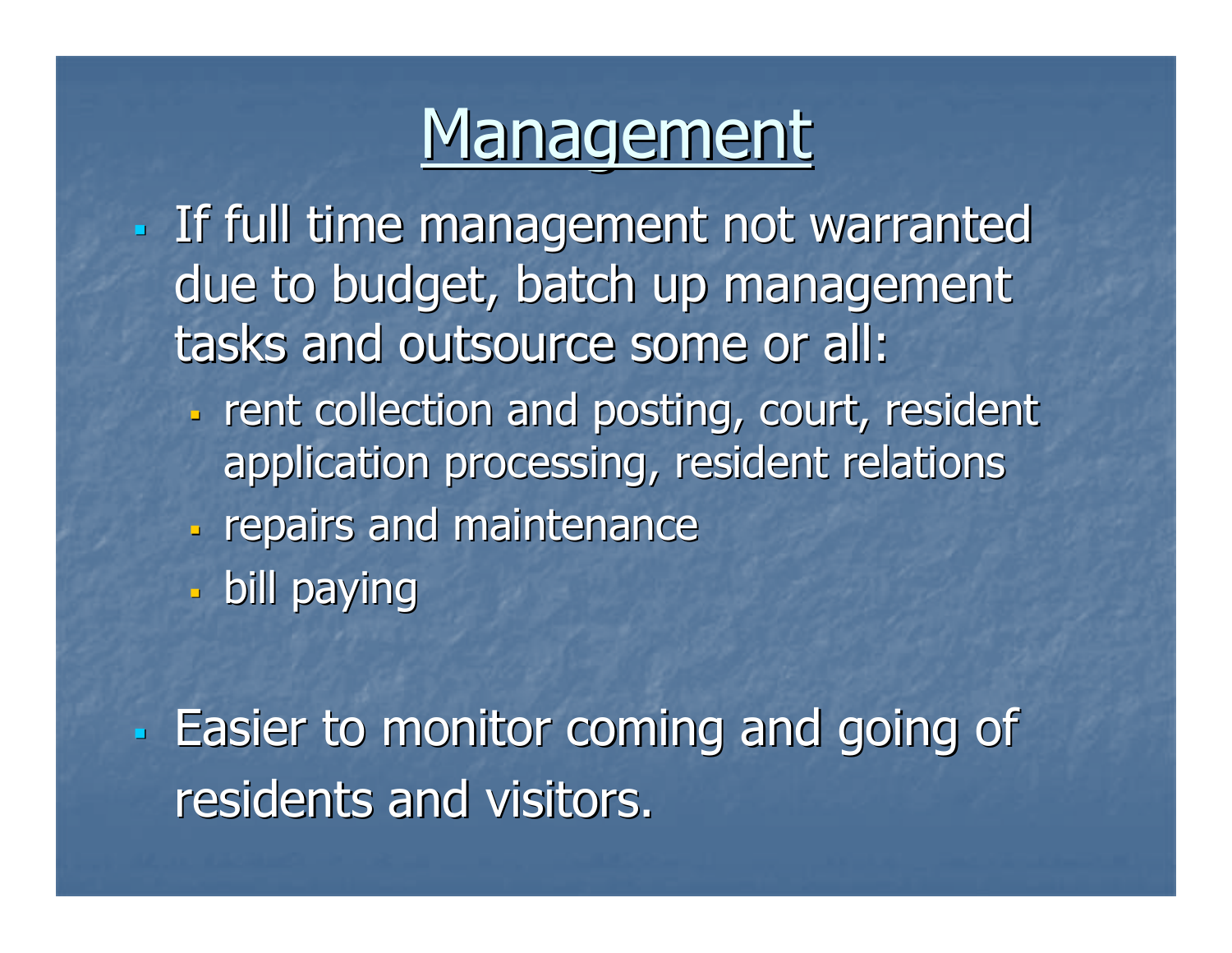# Management

- If full time management not warranted due to budget, batch up management tasks and outsource some or all:
  - rent collection and posting, court, resident application processing, resident relations
  - repairs and maintenance
  - bill paying

- Easier to monitor coming and going of residents and visitors.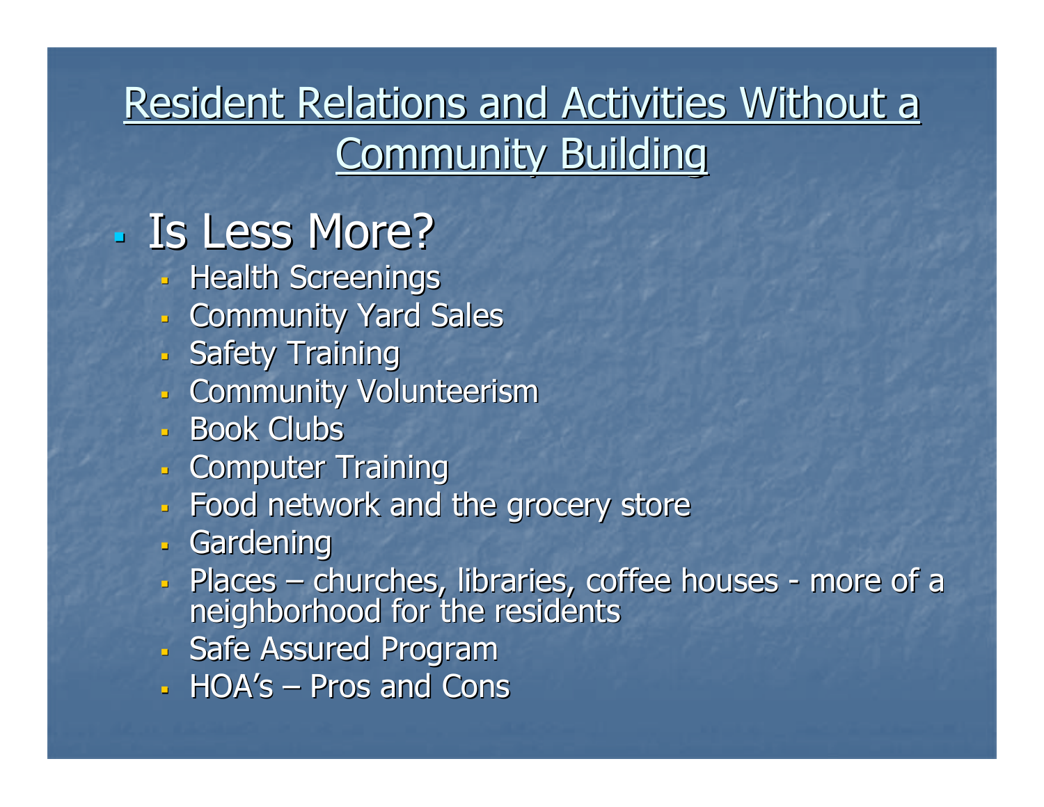# Resident Relations and Activities Without a Community Building

- Is Less More?
  - Health Screenings
  - Community Yard Sales
  - Safety Training
  - Community Volunteerism
  - Book Clubs
  - Computer Training
  - Food network and the grocery store
  - Gardening
  - Places – churches, libraries, coffee houses - more of a neighborhood for the residents
  - Safe Assured Program
  - HOA's – Pros and Cons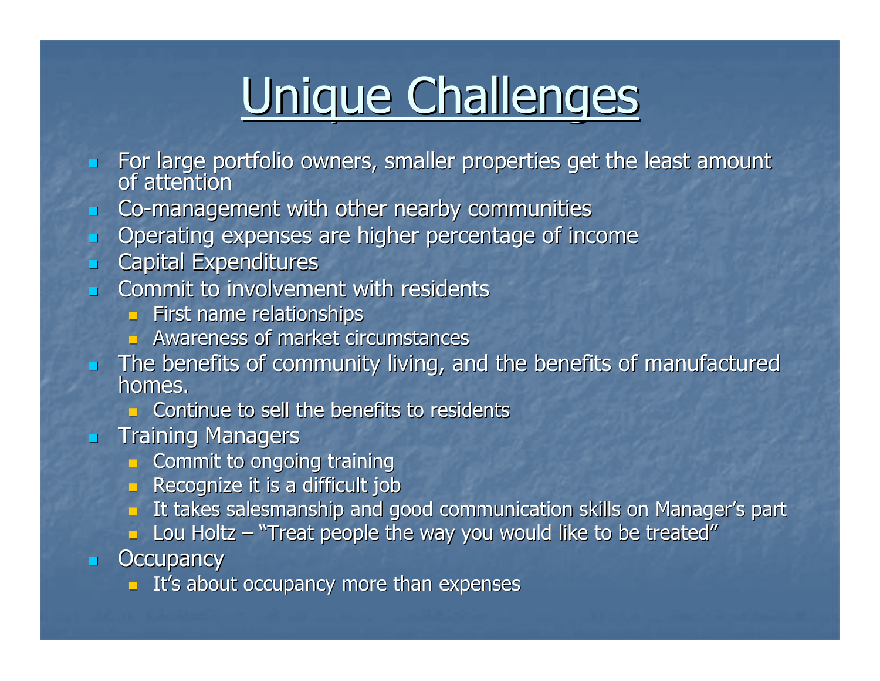# Unique Challenges

- For large portfolio owners, smaller properties get the least amount of attention
- Co-management with other nearby communities
- Operating expenses are higher percentage of income
- Capital Expenditures
- Commit to involvement with residents
  - First name relationships
  - Awareness of market circumstances
- The benefits of community living, and the benefits of manufactured homes.
  - Continue to sell the benefits to residents
- Training Managers
  - Commit to ongoing training
  - Recognize it is a difficult job
  - It takes salesmanship and good communication skills on Manager's part
  - Lou Holtz – "Treat people the way you would like to be treated"
- Occupancy
  - It's about occupancy more than expenses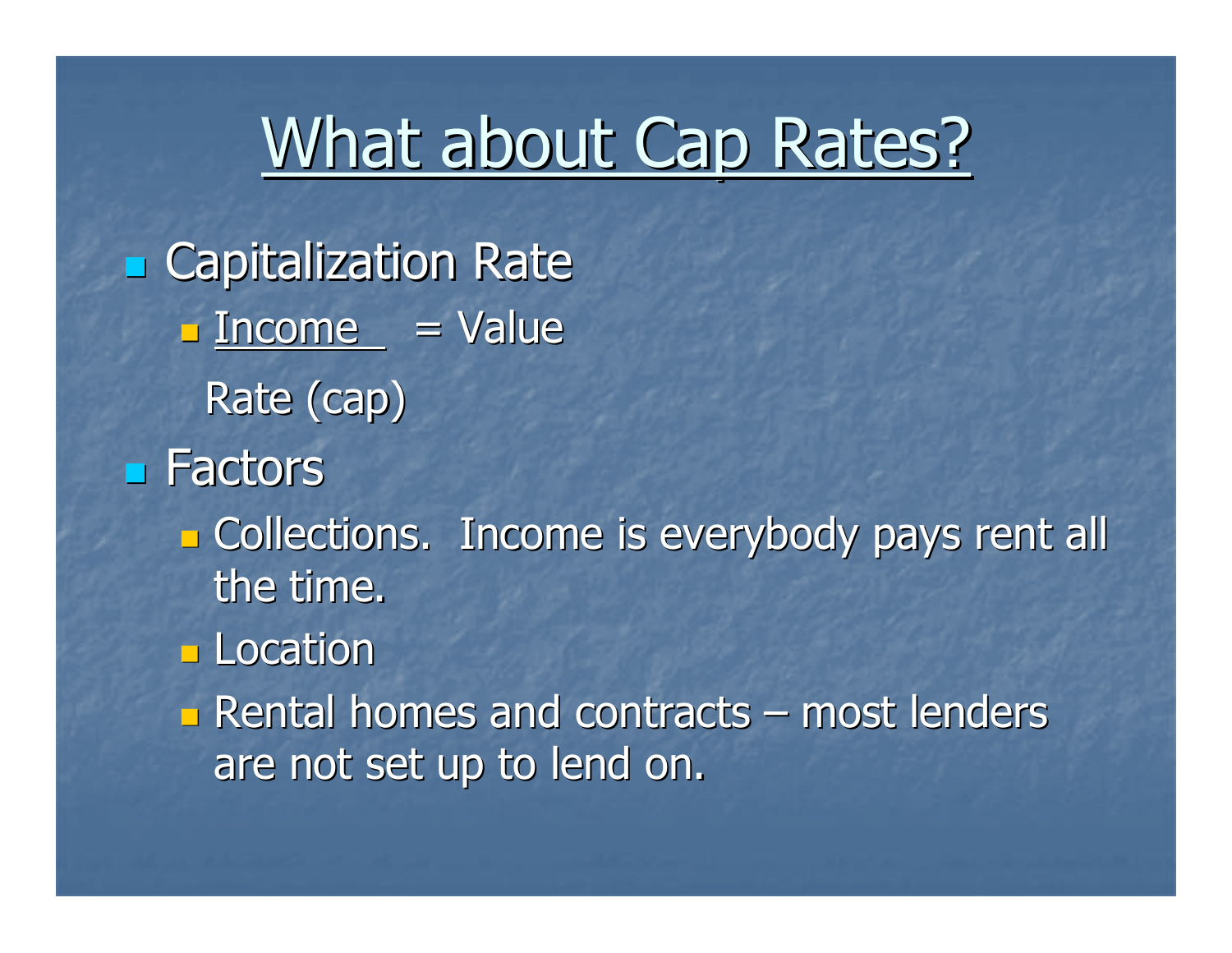# What about Cap Rates?

- Capitalization Rate
  - $\frac{\text{Income}}{\text{Rate (cap)}} = \text{Value}$
- Factors
  - Collections. Income is everybody pays rent all the time.
  - Location
  - Rental homes and contracts – most lenders are not set up to lend on.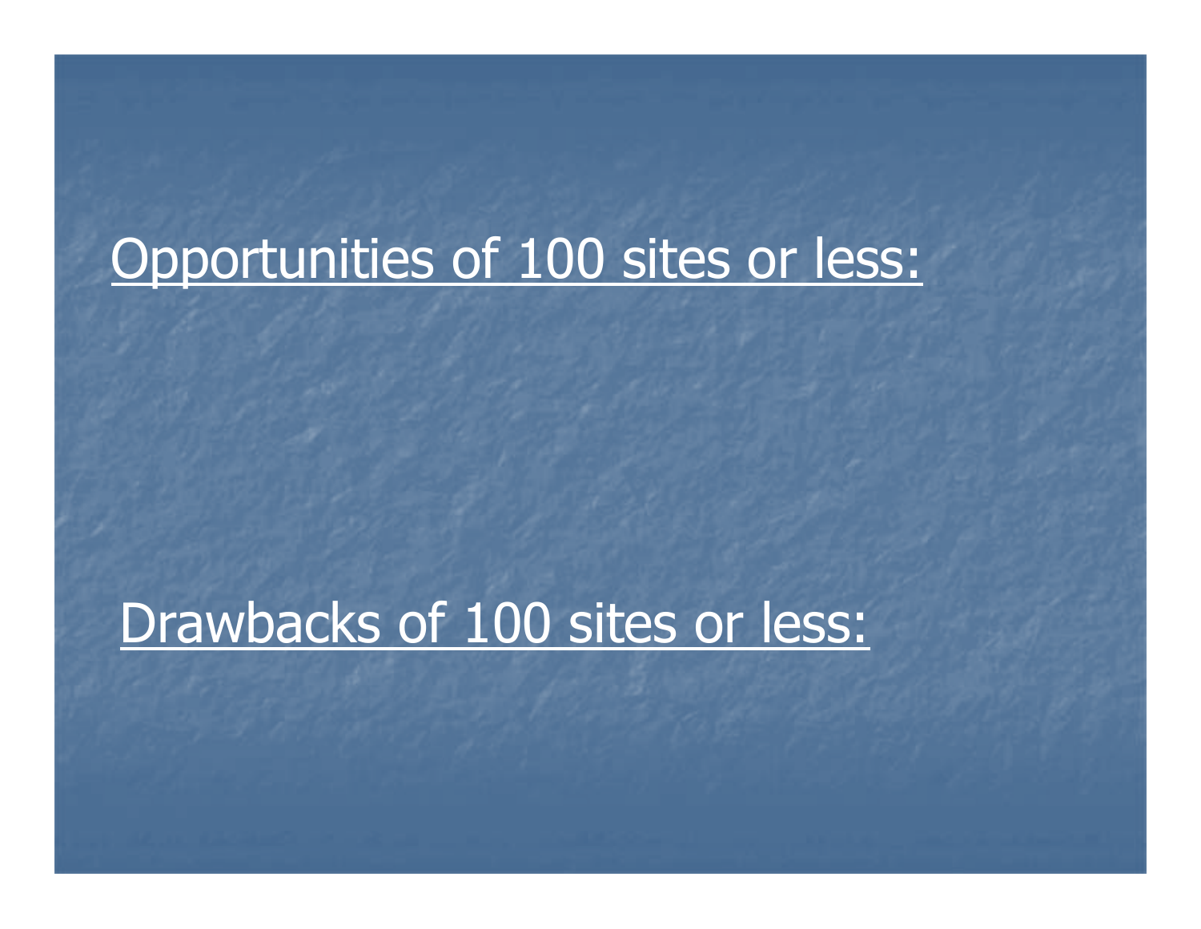Opportunities of 100 sites or less:

Drawbacks of 100 sites or less: